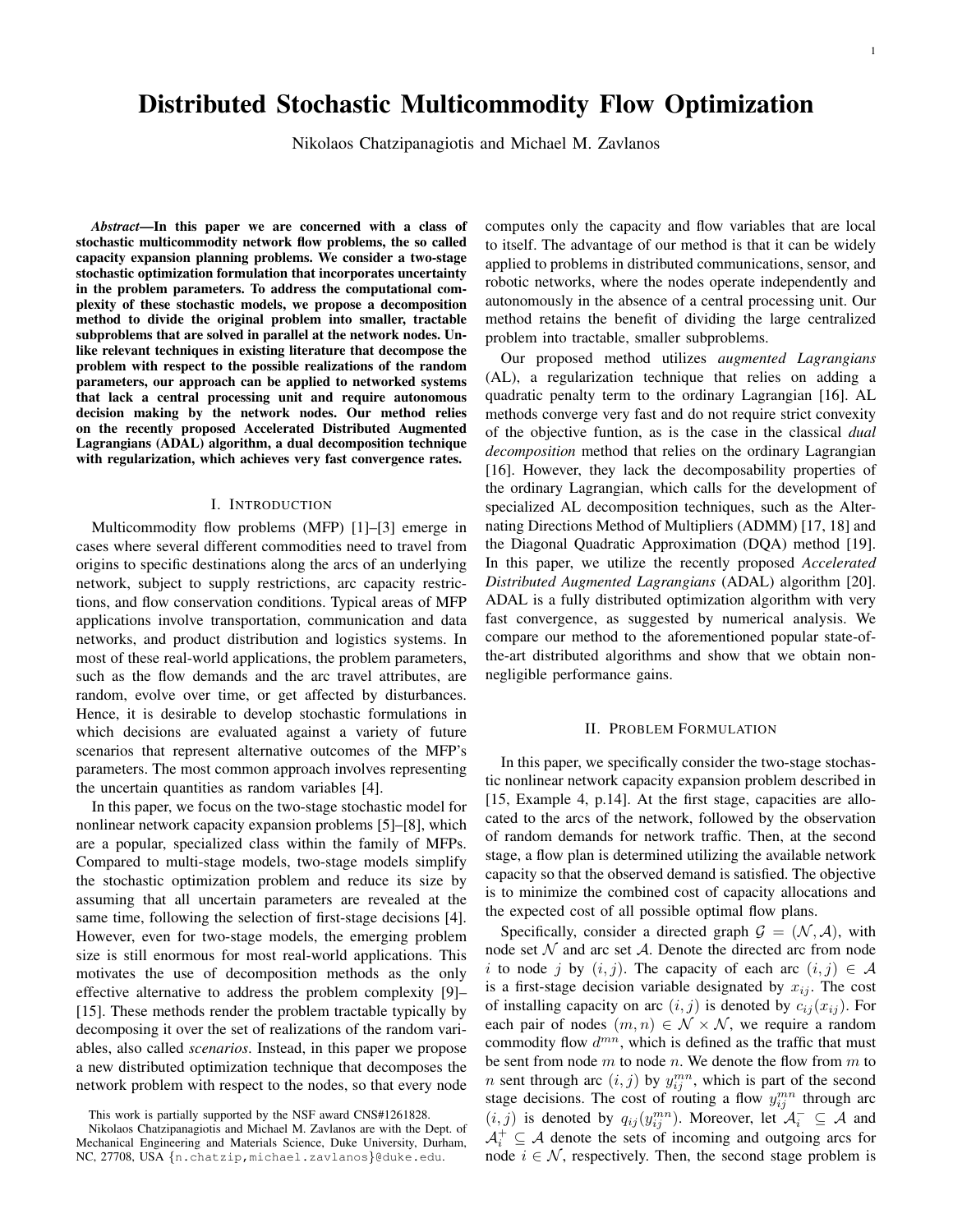# Distributed Stochastic Multicommodity Flow Optimization

Nikolaos Chatzipanagiotis and Michael M. Zavlanos

***Abstract*—In this paper we are concerned with a class of stochastic multicommodity network flow problems, the so called capacity expansion planning problems. We consider a two-stage stochastic optimization formulation that incorporates uncertainty in the problem parameters. To address the computational complexity of these stochastic models, we propose a decomposition method to divide the original problem into smaller, tractable subproblems that are solved in parallel at the network nodes. Unlike relevant techniques in existing literature that decompose the problem with respect to the possible realizations of the random parameters, our approach can be applied to networked systems that lack a central processing unit and require autonomous decision making by the network nodes. Our method relies on the recently proposed Accelerated Distributed Augmented Lagrangians (ADAL) algorithm, a dual decomposition technique with regularization, which achieves very fast convergence rates.**

## I. Introduction

Multicommodity flow problems (MFP) [1]–[3] emerge in cases where several different commodities need to travel from origins to specific destinations along the arcs of an underlying network, subject to supply restrictions, arc capacity restrictions, and flow conservation conditions. Typical areas of MFP applications involve transportation, communication and data networks, and product distribution and logistics systems. In most of these real-world applications, the problem parameters, such as the flow demands and the arc travel attributes, are random, evolve over time, or get affected by disturbances. Hence, it is desirable to develop stochastic formulations in which decisions are evaluated against a variety of future scenarios that represent alternative outcomes of the MFP's parameters. The most common approach involves representing the uncertain quantities as random variables [4].

In this paper, we focus on the two-stage stochastic model for nonlinear network capacity expansion problems [5]–[8], which are a popular, specialized class within the family of MFPs. Compared to multi-stage models, two-stage models simplify the stochastic optimization problem and reduce its size by assuming that all uncertain parameters are revealed at the same time, following the selection of first-stage decisions [4]. However, even for two-stage models, the emerging problem size is still enormous for most real-world applications. This motivates the use of decomposition methods as the only effective alternative to address the problem complexity [9]–[15]. These methods render the problem tractable typically by decomposing it over the set of realizations of the random variables, also called *scenarios*. Instead, in this paper we propose a new distributed optimization technique that decomposes the network problem with respect to the nodes, so that every node computes only the capacity and flow variables that are local to itself. The advantage of our method is that it can be widely applied to problems in distributed communications, sensor, and robotic networks, where the nodes operate independently and autonomously in the absence of a central processing unit. Our method retains the benefit of dividing the large centralized problem into tractable, smaller subproblems.

Our proposed method utilizes *augmented Lagrangians* (AL), a regularization technique that relies on adding a quadratic penalty term to the ordinary Lagrangian [16]. AL methods converge very fast and do not require strict convexity of the objective funtion, as is the case in the classical *dual decomposition* method that relies on the ordinary Lagrangian [16]. However, they lack the decomposability properties of the ordinary Lagrangian, which calls for the development of specialized AL decomposition techniques, such as the Alternating Directions Method of Multipliers (ADMM) [17, 18] and the Diagonal Quadratic Approximation (DQA) method [19]. In this paper, we utilize the recently proposed *Accelerated Distributed Augmented Lagrangians* (ADAL) algorithm [20]. ADAL is a fully distributed optimization algorithm with very fast convergence, as suggested by numerical analysis. We compare our method to the aforementioned popular state-of-the-art distributed algorithms and show that we obtain non-negligible performance gains.

## II. Problem Formulation

In this paper, we specifically consider the two-stage stochastic nonlinear network capacity expansion problem described in [15, Example 4, p.14]. At the first stage, capacities are allocated to the arcs of the network, followed by the observation of random demands for network traffic. Then, at the second stage, a flow plan is determined utilizing the available network capacity so that the observed demand is satisfied. The objective is to minimize the combined cost of capacity allocations and the expected cost of all possible optimal flow plans.

Specifically, consider a directed graph $\mathcal{G} = (\mathcal{N}, \mathcal{A})$, with node set $\mathcal{N}$ and arc set $\mathcal{A}$. Denote the directed arc from node $i$ to node $j$ by $(i, j)$. The capacity of each arc $(i, j) \in \mathcal{A}$ is a first-stage decision variable designated by $x_{ij}$. The cost of installing capacity on arc $(i, j)$ is denoted by $c_{ij}(x_{ij})$. For each pair of nodes $(m, n) \in \mathcal{N} \times \mathcal{N}$, we require a random commodity flow $d^{mn}$, which is defined as the traffic that must be sent from node $m$ to node $n$. We denote the flow from $m$ to $n$ sent through arc $(i, j)$ by $y_{ij}^{mn}$, which is part of the second stage decisions. The cost of routing a flow $y_{ij}^{mn}$ through arc $(i, j)$ is denoted by $q_{ij}(y_{ij}^{mn})$. Moreover, let $\mathcal{A}_i^- \subseteq \mathcal{A}$ and $\mathcal{A}_i^+ \subseteq \mathcal{A}$ denote the sets of incoming and outgoing arcs for node $i \in \mathcal{N}$, respectively. Then, the second stage problem is

This work is partially supported by the NSF award CNS#1261828.

Nikolaos Chatzipanagiotis and Michael M. Zavlanos are with the Dept. of Mechanical Engineering and Materials Science, Duke University, Durham, NC, 27708, USA {n.chatzip,michael.zavlanos}@duke.edu.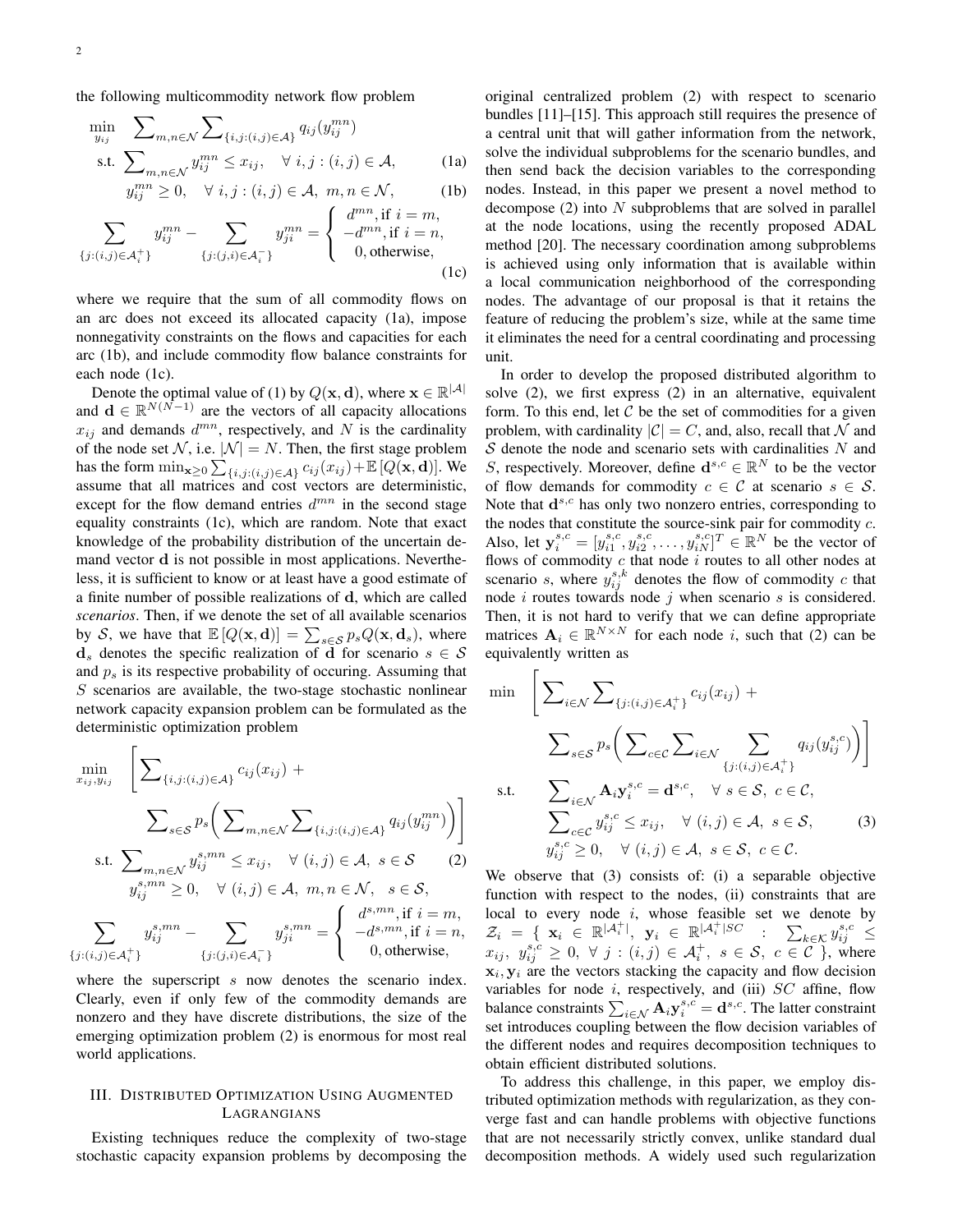the following multicommodity network flow problem

$$
\begin{aligned}
\min_{y_{ij}} \quad & \sum_{m,n\in\mathcal{N}} \sum_{\{i,j:(i,j)\in\mathcal{A}\}} q_{ij}(y_{ij}^{mn}) \\
\text{s.t.} \quad & \sum_{m,n\in\mathcal{N}} y_{ij}^{mn} \leq x_{ij}, \quad \forall\ i,j:(i,j)\in\mathcal{A}, \qquad \text{(1a)} \\
& y_{ij}^{mn} \geq 0, \quad \forall\ i,j:(i,j)\in\mathcal{A},\ m,n\in\mathcal{N}, \qquad \text{(1b)}
\end{aligned}
$$

$$
\sum_{\{j:(i,j)\in\mathcal{A}_i^+\}} y_{ij}^{mn} - \sum_{\{j:(j,i)\in\mathcal{A}_i^-\}} y_{ji}^{mn} = \begin{cases} d^{mn}, \text{if } i=m, \\ -d^{mn}, \text{if } i=n, \\ 0, \text{otherwise,} \end{cases} \qquad \text{(1c)}
$$

where we require that the sum of all commodity flows on an arc does not exceed its allocated capacity (1a), impose nonnegativity constraints on the flows and capacities for each arc (1b), and include commodity flow balance constraints for each node (1c).

Denote the optimal value of (1) by $Q(\mathbf{x},\mathbf{d})$, where $\mathbf{x}\in\mathbb{R}^{|\mathcal{A}|}$ and $\mathbf{d}\in\mathbb{R}^{N(N-1)}$ are the vectors of all capacity allocations $x_{ij}$ and demands $d^{mn}$, respectively, and $N$ is the cardinality of the node set $\mathcal{N}$, i.e. $|\mathcal{N}|=N$. Then, the first stage problem has the form $\min_{\mathbf{x}\geq 0}\sum_{\{i,j:(i,j)\in\mathcal{A}\}} c_{ij}(x_{ij})+\mathbb{E}\left[Q(\mathbf{x},\mathbf{d})\right]$. We assume that all matrices and cost vectors are deterministic, except for the flow demand entries $d^{mn}$ in the second stage equality constraints (1c), which are random. Note that exact knowledge of the probability distribution of the uncertain demand vector $\mathbf{d}$ is not possible in most applications. Nevertheless, it is sufficient to know or at least have a good estimate of a finite number of possible realizations of $\mathbf{d}$, which are called *scenarios*. Then, if we denote the set of all available scenarios by $\mathcal{S}$, we have that $\mathbb{E}\left[Q(\mathbf{x},\mathbf{d})\right]=\sum_{s\in\mathcal{S}} p_s Q(\mathbf{x},\mathbf{d}_s)$, where $\mathbf{d}_s$ denotes the specific realization of $\mathbf{d}$ for scenario $s\in\mathcal{S}$ and $p_s$ is its respective probability of occuring. Assuming that $S$ scenarios are available, the two-stage stochastic nonlinear network capacity expansion problem can be formulated as the deterministic optimization problem

$$
\begin{aligned}
\min_{x_{ij},y_{ij}} \quad & \Bigg[\sum_{\{i,j:(i,j)\in\mathcal{A}\}} c_{ij}(x_{ij}) + \\
& \qquad \sum_{s\in\mathcal{S}} p_s\bigg(\sum_{m,n\in\mathcal{N}}\sum_{\{i,j:(i,j)\in\mathcal{A}\}} q_{ij}(y_{ij}^{mn})\bigg)\Bigg] \\
\text{s.t.} \quad & \sum_{m,n\in\mathcal{N}} y_{ij}^{s,mn} \leq x_{ij}, \quad \forall\ (i,j)\in\mathcal{A},\ s\in\mathcal{S} \qquad \text{(2)} \\
& y_{ij}^{s,mn}\geq 0, \quad \forall\ (i,j)\in\mathcal{A},\ m,n\in\mathcal{N}, \quad s\in\mathcal{S},
\end{aligned}
$$

$$
\sum_{\{j:(i,j)\in\mathcal{A}_i^+\}} y_{ij}^{s,mn} - \sum_{\{j:(j,i)\in\mathcal{A}_i^-\}} y_{ji}^{s,mn} = \begin{cases} d^{s,mn}, \text{if } i=m, \\ -d^{s,mn}, \text{if } i=n, \\ 0, \text{otherwise,} \end{cases}
$$

where the superscript $s$ now denotes the scenario index. Clearly, even if only few of the commodity demands are nonzero and they have discrete distributions, the size of the emerging optimization problem (2) is enormous for most real world applications.

## III. Distributed Optimization Using Augmented Lagrangians

Existing techniques reduce the complexity of two-stage stochastic capacity expansion problems by decomposing the original centralized problem (2) with respect to scenario bundles [11]–[15]. This approach still requires the presence of a central unit that will gather information from the network, solve the individual subproblems for the scenario bundles, and then send back the decision variables to the corresponding nodes. Instead, in this paper we present a novel method to decompose (2) into $N$ subproblems that are solved in parallel at the node locations, using the recently proposed ADAL method [20]. The necessary coordination among subproblems is achieved using only information that is available within a local communication neighborhood of the corresponding nodes. The advantage of our proposal is that it retains the feature of reducing the problem's size, while at the same time it eliminates the need for a central coordinating and processing unit.

In order to develop the proposed distributed algorithm to solve (2), we first express (2) in an alternative, equivalent form. To this end, let $\mathcal{C}$ be the set of commodities for a given problem, with cardinality $|\mathcal{C}|=C$, and, also, recall that $\mathcal{N}$ and $\mathcal{S}$ denote the node and scenario sets with cardinalities $N$ and $S$, respectively. Moreover, define $\mathbf{d}^{s,c}\in\mathbb{R}^N$ to be the vector of flow demands for commodity $c\in\mathcal{C}$ at scenario $s\in\mathcal{S}$. Note that $\mathbf{d}^{s,c}$ has only two nonzero entries, corresponding to the nodes that constitute the source-sink pair for commodity $c$. Also, let $\mathbf{y}_i^{s,c}=[y_{i1}^{s,c},y_{i2}^{s,c},\dots,y_{iN}^{s,c}]^T\in\mathbb{R}^N$ be the vector of flows of commodity $c$ that node $i$ routes to all other nodes at scenario $s$, where $y_{ij}^{s,k}$ denotes the flow of commodity $c$ that node $i$ routes towards node $j$ when scenario $s$ is considered. Then, it is not hard to verify that we can define appropriate matrices $\mathbf{A}_i\in\mathbb{R}^{N\times N}$ for each node $i$, such that (2) can be equivalently written as

$$
\begin{aligned}
\min \quad & \Bigg[\sum_{i\in\mathcal{N}}\sum_{\{j:(i,j)\in\mathcal{A}_i^+\}} c_{ij}(x_{ij}) + \\
& \qquad \sum_{s\in\mathcal{S}} p_s\bigg(\sum_{c\in\mathcal{C}}\sum_{i\in\mathcal{N}}\sum_{\{j:(i,j)\in\mathcal{A}_i^+\}} q_{ij}(y_{ij}^{s,c})\bigg)\Bigg] \\
\text{s.t.} \quad & \sum_{i\in\mathcal{N}} \mathbf{A}_i \mathbf{y}_i^{s,c} = \mathbf{d}^{s,c}, \quad \forall\ s\in\mathcal{S},\ c\in\mathcal{C}, \\
& \sum_{c\in\mathcal{C}} y_{ij}^{s,c} \leq x_{ij}, \quad \forall\ (i,j)\in\mathcal{A},\ s\in\mathcal{S}, \qquad \text{(3)} \\
& y_{ij}^{s,c}\geq 0, \quad \forall\ (i,j)\in\mathcal{A},\ s\in\mathcal{S},\ c\in\mathcal{C}.
\end{aligned}
$$

We observe that (3) consists of: (i) a separable objective function with respect to the nodes, (ii) constraints that are local to every node $i$, whose feasible set we denote by $\mathcal{Z}_i = \{\ \mathbf{x}_i\in\mathbb{R}^{|\mathcal{A}_i^+|},\ \mathbf{y}_i\in\mathbb{R}^{|\mathcal{A}_i^+|SC}\ :\ \sum_{k\in\mathcal{K}} y_{ij}^{s,c}\leq x_{ij},\ y_{ij}^{s,c}\geq 0,\ \forall\ j:(i,j)\in\mathcal{A}_i^+,\ s\in\mathcal{S},\ c\in\mathcal{C}\ \}$, where $\mathbf{x}_i,\mathbf{y}_i$ are the vectors stacking the capacity and flow decision variables for node $i$, respectively, and (iii) $SC$ affine, flow balance constraints $\sum_{i\in\mathcal{N}}\mathbf{A}_i\mathbf{y}_i^{s,c}=\mathbf{d}^{s,c}$. The latter constraint set introduces coupling between the flow decision variables of the different nodes and requires decomposition techniques to obtain efficient distributed solutions.

To address this challenge, in this paper, we employ distributed optimization methods with regularization, as they converge fast and can handle problems with objective functions that are not necessarily strictly convex, unlike standard dual decomposition methods. A widely used such regularization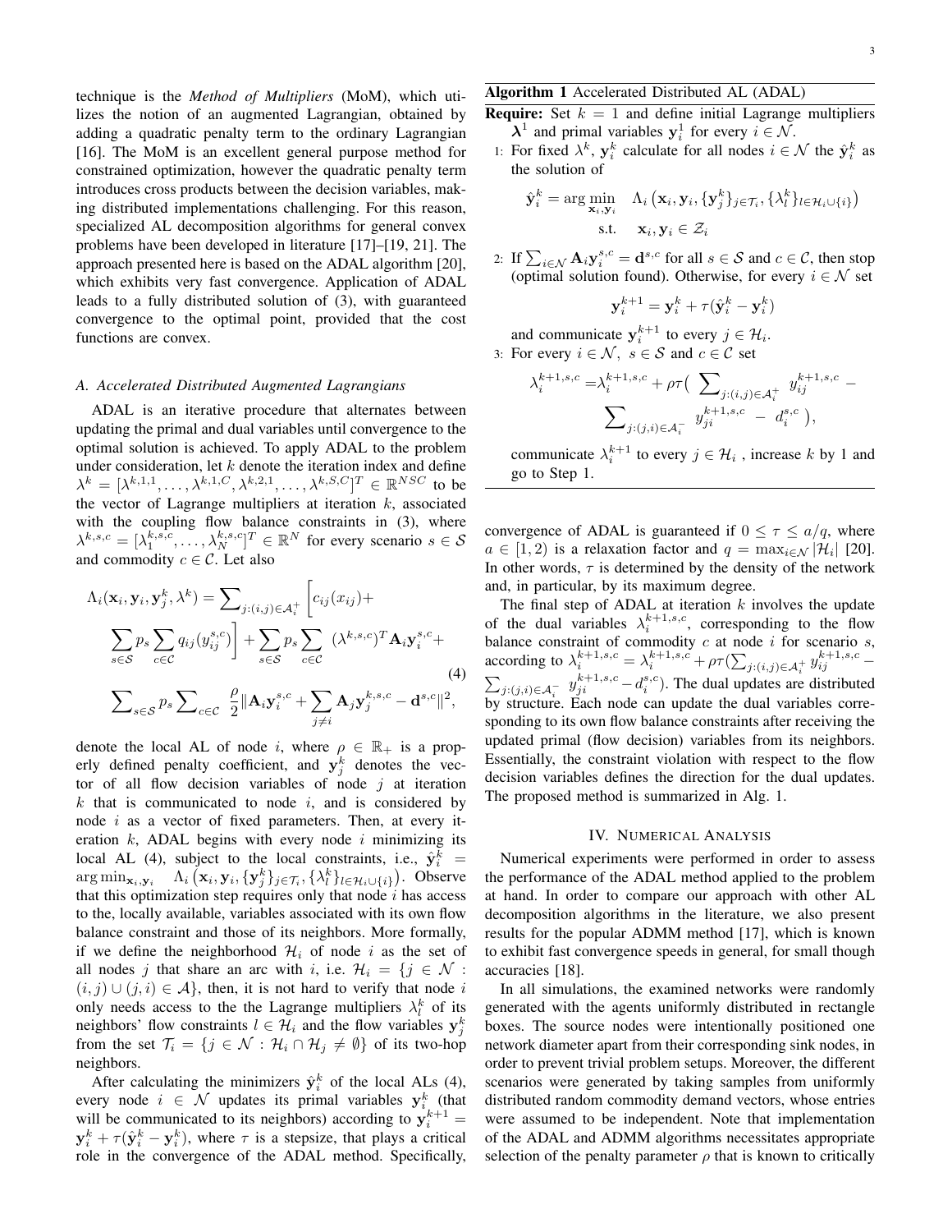technique is the *Method of Multipliers* (MoM), which utilizes the notion of an augmented Lagrangian, obtained by adding a quadratic penalty term to the ordinary Lagrangian [16]. The MoM is an excellent general purpose method for constrained optimization, however the quadratic penalty term introduces cross products between the decision variables, making distributed implementations challenging. For this reason, specialized AL decomposition algorithms for general convex problems have been developed in literature [17]–[19, 21]. The approach presented here is based on the ADAL algorithm [20], which exhibits very fast convergence. Application of ADAL leads to a fully distributed solution of (3), with guaranteed convergence to the optimal point, provided that the cost functions are convex.

### A. Accelerated Distributed Augmented Lagrangians

ADAL is an iterative procedure that alternates between updating the primal and dual variables until convergence to the optimal solution is achieved. To apply ADAL to the problem under consideration, let $k$ denote the iteration index and define $\lambda^k = [\lambda^{k,1,1}, \ldots, \lambda^{k,1,C}, \lambda^{k,2,1}, \ldots, \lambda^{k,S,C}]^T \in \mathbb{R}^{NSC}$ to be the vector of Lagrange multipliers at iteration $k$, associated with the coupling flow balance constraints in (3), where $\lambda^{k,s,c} = [\lambda_1^{k,s,c}, \ldots, \lambda_N^{k,s,c}]^T \in \mathbb{R}^N$ for every scenario $s \in \mathcal{S}$ and commodity $c \in \mathcal{C}$. Let also

$$
\begin{aligned}
\Lambda_i(\mathbf{x}_i, \mathbf{y}_i, \mathbf{y}_j^k, \lambda^k) = \sum\nolimits_{j:(i,j)\in\mathcal{A}_i^+} \Big[ c_{ij}(x_{ij}) + \\
\sum_{s\in\mathcal{S}} p_s \sum_{c\in\mathcal{C}} q_{ij}(y_{ij}^{s,c}) \Big] + \sum_{s\in\mathcal{S}} p_s \sum_{c\in\mathcal{C}} \; (\lambda^{k,s,c})^T \mathbf{A}_i \mathbf{y}_i^{s,c} + \\
\sum\nolimits_{s\in\mathcal{S}} p_s \sum\nolimits_{c\in\mathcal{C}} \; \frac{\rho}{2} \|\mathbf{A}_i \mathbf{y}_i^{s,c} + \sum_{j\neq i} \mathbf{A}_j \mathbf{y}_j^{k,s,c} - \mathbf{d}^{s,c}\|^2,
\end{aligned} \tag{4}
$$

denote the local AL of node $i$, where $\rho \in \mathbb{R}_+$ is a properly defined penalty coefficient, and $\mathbf{y}_j^k$ denotes the vector of all flow decision variables of node $j$ at iteration $k$ that is communicated to node $i$, and is considered by node $i$ as a vector of fixed parameters. Then, at every iteration $k$, ADAL begins with every node $i$ minimizing its local AL (4), subject to the local constraints, i.e., $\hat{\mathbf{y}}_i^k = \arg\min_{\mathbf{x}_i, \mathbf{y}_i} \; \Lambda_i\left(\mathbf{x}_i, \mathbf{y}_i, \{\mathbf{y}_j^k\}_{j\in\mathcal{T}_i}, \{\lambda_l^k\}_{l\in\mathcal{H}_i\cup\{i\}}\right)$. Observe that this optimization step requires only that node $i$ has access to the, locally available, variables associated with its own flow balance constraint and those of its neighbors. More formally, if we define the neighborhood $\mathcal{H}_i$ of node $i$ as the set of all nodes $j$ that share an arc with $i$, i.e. $\mathcal{H}_i = \{j \in \mathcal{N} : (i,j) \cup (j,i) \in \mathcal{A}\}$, then, it is not hard to verify that node $i$ only needs access to the the Lagrange multipliers $\lambda_l^k$ of its neighbors' flow constraints $l \in \mathcal{H}_i$ and the flow variables $\mathbf{y}_j^k$ from the set $\mathcal{T}_i = \{j \in \mathcal{N} : \mathcal{H}_i \cap \mathcal{H}_j \neq \emptyset\}$ of its two-hop neighbors.

After calculating the minimizers $\hat{\mathbf{y}}_i^k$ of the local ALs (4), every node $i \in \mathcal{N}$ updates its primal variables $\mathbf{y}_i^k$ (that will be communicated to its neighbors) according to $\mathbf{y}_i^{k+1} = \mathbf{y}_i^k + \tau(\hat{\mathbf{y}}_i^k - \mathbf{y}_i^k)$, where $\tau$ is a stepsize, that plays a critical role in the convergence of the ADAL method. Specifically, convergence of ADAL is guaranteed if $0 \leq \tau \leq a/q$, where $a \in [1, 2)$ is a relaxation factor and $q = \max_{i\in\mathcal{N}} |\mathcal{H}_i|$ [20]. In other words, $\tau$ is determined by the density of the network and, in particular, by its maximum degree.

The final step of ADAL at iteration $k$ involves the update of the dual variables $\lambda_i^{k+1,s,c}$, corresponding to the flow balance constraint of commodity $c$ at node $i$ for scenario $s$, according to $\lambda_i^{k+1,s,c} = \lambda_i^{k+1,s,c} + \rho\tau(\sum_{j:(i,j)\in\mathcal{A}_i^+} y_{ij}^{k+1,s,c} - \sum_{j:(j,i)\in\mathcal{A}_i^-} y_{ji}^{k+1,s,c} - d_i^{s,c})$. The dual updates are distributed by structure. Each node can update the dual variables corresponding to its own flow balance constraints after receiving the updated primal (flow decision) variables from its neighbors. Essentially, the constraint violation with respect to the flow decision variables defines the direction for the dual updates. The proposed method is summarized in Alg. 1.

**Algorithm 1** Accelerated Distributed AL (ADAL)

**Require:** Set $k = 1$ and define initial Lagrange multipliers $\boldsymbol{\lambda}^1$ and primal variables $\mathbf{y}_i^1$ for every $i \in \mathcal{N}$.

1: For fixed $\lambda^k$, $\mathbf{y}_i^k$ calculate for all nodes $i \in \mathcal{N}$ the $\hat{\mathbf{y}}_i^k$ as the solution of

$$
\begin{aligned}
\hat{\mathbf{y}}_i^k = \arg\min_{\mathbf{x}_i, \mathbf{y}_i} \quad & \Lambda_i\left(\mathbf{x}_i, \mathbf{y}_i, \{\mathbf{y}_j^k\}_{j\in\mathcal{T}_i}, \{\lambda_l^k\}_{l\in\mathcal{H}_i\cup\{i\}}\right) \\
\text{s.t.} \quad & \mathbf{x}_i, \mathbf{y}_i \in \mathcal{Z}_i
\end{aligned}
$$

2: If $\sum_{i\in\mathcal{N}} \mathbf{A}_i \mathbf{y}_i^{s,c} = \mathbf{d}^{s,c}$ for all $s \in \mathcal{S}$ and $c \in \mathcal{C}$, then stop (optimal solution found). Otherwise, for every $i \in \mathcal{N}$ set

$$
\mathbf{y}_i^{k+1} = \mathbf{y}_i^k + \tau(\hat{\mathbf{y}}_i^k - \mathbf{y}_i^k)
$$

and communicate $\mathbf{y}_i^{k+1}$ to every $j \in \mathcal{H}_i$.

3: For every $i \in \mathcal{N}$, $s \in \mathcal{S}$ and $c \in \mathcal{C}$ set

$$
\begin{aligned}
\lambda_i^{k+1,s,c} = & \lambda_i^{k+1,s,c} + \rho\tau\big( \sum\nolimits_{j:(i,j)\in\mathcal{A}_i^+} \; y_{ij}^{k+1,s,c} \; - \\
& \sum\nolimits_{j:(j,i)\in\mathcal{A}_i^-} \; y_{ji}^{k+1,s,c} \; - \; d_i^{s,c} \; \big),
\end{aligned}
$$

communicate $\lambda_i^{k+1}$ to every $j \in \mathcal{H}_i$ , increase $k$ by 1 and go to Step 1.

## IV. Numerical Analysis

Numerical experiments were performed in order to assess the performance of the ADAL method applied to the problem at hand. In order to compare our approach with other AL decomposition algorithms in the literature, we also present results for the popular ADMM method [17], which is known to exhibit fast convergence speeds in general, for small though accuracies [18].

In all simulations, the examined networks were randomly generated with the agents uniformly distributed in rectangle boxes. The source nodes were intentionally positioned one network diameter apart from their corresponding sink nodes, in order to prevent trivial problem setups. Moreover, the different scenarios were generated by taking samples from uniformly distributed random commodity demand vectors, whose entries were assumed to be independent. Note that implementation of the ADAL and ADMM algorithms necessitates appropriate selection of the penalty parameter $\rho$ that is known to critically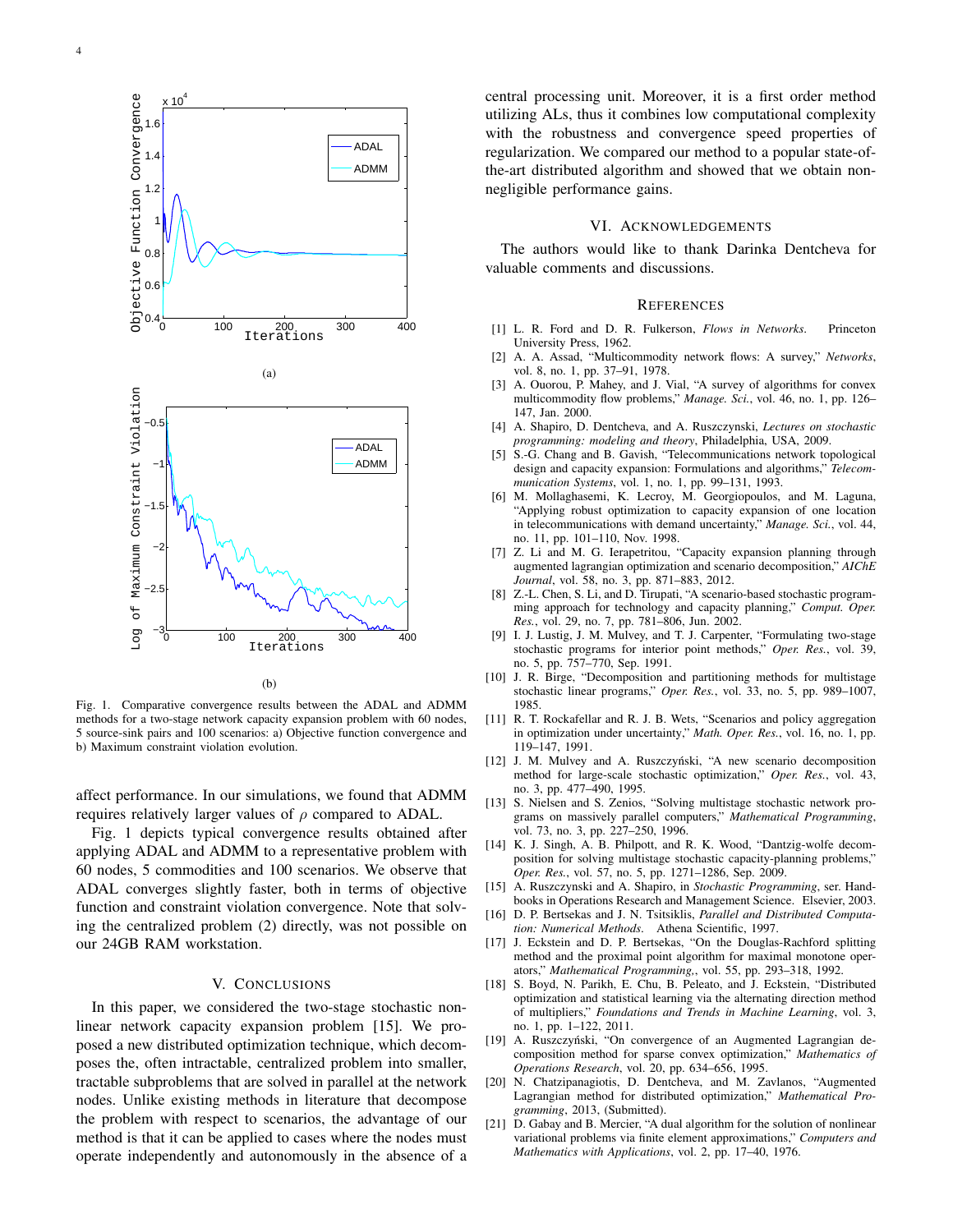x 10^4

Objective Function Convergence

1.6

1.4

1.2

1

0.8

0.6

0.4

0

100

200

300

400

Iterations

ADAL

ADMM

(a)

Log of Maximum Constraint Violation

−0.5

−1

−1.5

−2

−2.5

−3

0

100

200

300

400

Iterations

ADAL

ADMM

(b)

Fig. 1. Comparative convergence results between the ADAL and ADMM methods for a two-stage network capacity expansion problem with 60 nodes, 5 source-sink pairs and 100 scenarios: a) Objective function convergence and b) Maximum constraint violation evolution.

affect performance. In our simulations, we found that ADMM requires relatively larger values of $\rho$ compared to ADAL.

Fig. 1 depicts typical convergence results obtained after applying ADAL and ADMM to a representative problem with 60 nodes, 5 commodities and 100 scenarios. We observe that ADAL converges slightly faster, both in terms of objective function and constraint violation convergence. Note that solving the centralized problem (2) directly, was not possible on our 24GB RAM workstation.

## V. Conclusions

In this paper, we considered the two-stage stochastic nonlinear network capacity expansion problem [15]. We proposed a new distributed optimization technique, which decomposes the, often intractable, centralized problem into smaller, tractable subproblems that are solved in parallel at the network nodes. Unlike existing methods in literature that decompose the problem with respect to scenarios, the advantage of our method is that it can be applied to cases where the nodes must operate independently and autonomously in the absence of a central processing unit. Moreover, it is a first order method utilizing ALs, thus it combines low computational complexity with the robustness and convergence speed properties of regularization. We compared our method to a popular state-of-the-art distributed algorithm and showed that we obtain non-negligible performance gains.

## VI. Acknowledgements

The authors would like to thank Darinka Dentcheva for valuable comments and discussions.

## References

[1] L. R. Ford and D. R. Fulkerson, *Flows in Networks*. Princeton University Press, 1962.

[2] A. A. Assad, "Multicommodity network flows: A survey," *Networks*, vol. 8, no. 1, pp. 37–91, 1978.

[3] A. Ouorou, P. Mahey, and J. Vial, "A survey of algorithms for convex multicommodity flow problems," *Manage. Sci.*, vol. 46, no. 1, pp. 126–147, Jan. 2000.

[4] A. Shapiro, D. Dentcheva, and A. Ruszczynski, *Lectures on stochastic programming: modeling and theory*, Philadelphia, USA, 2009.

[5] S.-G. Chang and B. Gavish, "Telecommunications network topological design and capacity expansion: Formulations and algorithms," *Telecommunication Systems*, vol. 1, no. 1, pp. 99–131, 1993.

[6] M. Mollaghasemi, K. Lecroy, M. Georgiopoulos, and M. Laguna, "Applying robust optimization to capacity expansion of one location in telecommunications with demand uncertainty," *Manage. Sci.*, vol. 44, no. 11, pp. 101–110, Nov. 1998.

[7] Z. Li and M. G. Ierapetritou, "Capacity expansion planning through augmented lagrangian optimization and scenario decomposition," *AIChE Journal*, vol. 58, no. 3, pp. 871–883, 2012.

[8] Z.-L. Chen, S. Li, and D. Tirupati, "A scenario-based stochastic programming approach for technology and capacity planning," *Comput. Oper. Res.*, vol. 29, no. 7, pp. 781–806, Jun. 2002.

[9] I. J. Lustig, J. M. Mulvey, and T. J. Carpenter, "Formulating two-stage stochastic programs for interior point methods," *Oper. Res.*, vol. 39, no. 5, pp. 757–770, Sep. 1991.

[10] J. R. Birge, "Decomposition and partitioning methods for multistage stochastic linear programs," *Oper. Res.*, vol. 33, no. 5, pp. 989–1007, 1985.

[11] R. T. Rockafellar and R. J. B. Wets, "Scenarios and policy aggregation in optimization under uncertainty," *Math. Oper. Res.*, vol. 16, no. 1, pp. 119–147, 1991.

[12] J. M. Mulvey and A. Ruszczyński, "A new scenario decomposition method for large-scale stochastic optimization," *Oper. Res.*, vol. 43, no. 3, pp. 477–490, 1995.

[13] S. Nielsen and S. Zenios, "Solving multistage stochastic network programs on massively parallel computers," *Mathematical Programming*, vol. 73, no. 3, pp. 227–250, 1996.

[14] K. J. Singh, A. B. Philpott, and R. K. Wood, "Dantzig-wolfe decomposition for solving multistage stochastic capacity-planning problems," *Oper. Res.*, vol. 57, no. 5, pp. 1271–1286, Sep. 2009.

[15] A. Ruszczynski and A. Shapiro, in *Stochastic Programming*, ser. Handbooks in Operations Research and Management Science. Elsevier, 2003.

[16] D. P. Bertsekas and J. N. Tsitsiklis, *Parallel and Distributed Computation: Numerical Methods*. Athena Scientific, 1997.

[17] J. Eckstein and D. P. Bertsekas, "On the Douglas-Rachford splitting method and the proximal point algorithm for maximal monotone operators," *Mathematical Programming,*, vol. 55, pp. 293–318, 1992.

[18] S. Boyd, N. Parikh, E. Chu, B. Peleato, and J. Eckstein, "Distributed optimization and statistical learning via the alternating direction method of multipliers," *Foundations and Trends in Machine Learning*, vol. 3, no. 1, pp. 1–122, 2011.

[19] A. Ruszczyński, "On convergence of an Augmented Lagrangian decomposition method for sparse convex optimization," *Mathematics of Operations Research*, vol. 20, pp. 634–656, 1995.

[20] N. Chatzipanagiotis, D. Dentcheva, and M. Zavlanos, "Augmented Lagrangian method for distributed optimization," *Mathematical Programming*, 2013, (Submitted).

[21] D. Gabay and B. Mercier, "A dual algorithm for the solution of nonlinear variational problems via finite element approximations," *Computers and Mathematics with Applications*, vol. 2, pp. 17–40, 1976.